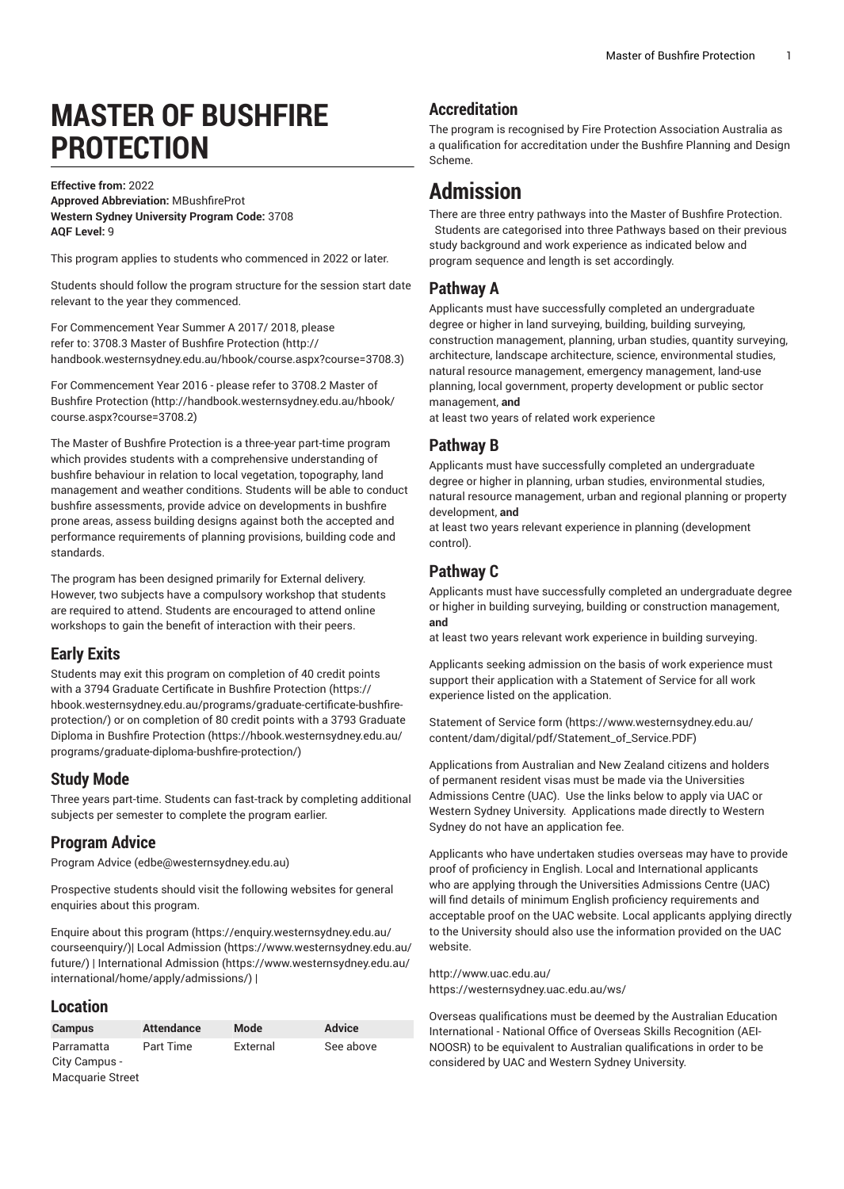# MASTER OF BUSHFIRE PROTECTION

**Effective from:** 2022
**Approved Abbreviation:** MBushfireProt
**Western Sydney University Program Code:** 3708
**AQF Level:** 9

This program applies to students who commenced in 2022 or later.

Students should follow the program structure for the session start date relevant to the year they commenced.

For Commencement Year Summer A 2017/ 2018, please refer to: 3708.3 Master of Bushfire Protection (http://handbook.westernsydney.edu.au/hbook/course.aspx?course=3708.3)

For Commencement Year 2016 - please refer to 3708.2 Master of Bushfire Protection (http://handbook.westernsydney.edu.au/hbook/course.aspx?course=3708.2)

The Master of Bushfire Protection is a three-year part-time program which provides students with a comprehensive understanding of bushfire behaviour in relation to local vegetation, topography, land management and weather conditions. Students will be able to conduct bushfire assessments, provide advice on developments in bushfire prone areas, assess building designs against both the accepted and performance requirements of planning provisions, building code and standards.

The program has been designed primarily for External delivery. However, two subjects have a compulsory workshop that students are required to attend. Students are encouraged to attend online workshops to gain the benefit of interaction with their peers.

## Early Exits

Students may exit this program on completion of 40 credit points with a 3794 Graduate Certificate in Bushfire Protection (https://hbook.westernsydney.edu.au/programs/graduate-certificate-bushfire-protection/) or on completion of 80 credit points with a 3793 Graduate Diploma in Bushfire Protection (https://hbook.westernsydney.edu.au/programs/graduate-diploma-bushfire-protection/)

## Study Mode

Three years part-time. Students can fast-track by completing additional subjects per semester to complete the program earlier.

## Program Advice

Program Advice (edbe@westernsydney.edu.au)

Prospective students should visit the following websites for general enquiries about this program.

Enquire about this program (https://enquiry.westernsydney.edu.au/courseenquiry/)| Local Admission (https://www.westernsydney.edu.au/future/) | International Admission (https://www.westernsydney.edu.au/international/home/apply/admissions/) |

## Location

| Campus | Attendance | Mode | Advice |
| --- | --- | --- | --- |
| Parramatta City Campus - Macquarie Street | Part Time | External | See above |

## Accreditation

The program is recognised by Fire Protection Association Australia as a qualification for accreditation under the Bushfire Planning and Design Scheme.

# Admission

There are three entry pathways into the Master of Bushfire Protection. Students are categorised into three Pathways based on their previous study background and work experience as indicated below and program sequence and length is set accordingly.

## Pathway A

Applicants must have successfully completed an undergraduate degree or higher in land surveying, building, building surveying, construction management, planning, urban studies, quantity surveying, architecture, landscape architecture, science, environmental studies, natural resource management, emergency management, land-use planning, local government, property development or public sector management, **and**
at least two years of related work experience

## Pathway B

Applicants must have successfully completed an undergraduate degree or higher in planning, urban studies, environmental studies, natural resource management, urban and regional planning or property development, **and**
at least two years relevant experience in planning (development control).

## Pathway C

Applicants must have successfully completed an undergraduate degree or higher in building surveying, building or construction management, **and**
at least two years relevant work experience in building surveying.

Applicants seeking admission on the basis of work experience must support their application with a Statement of Service for all work experience listed on the application.

Statement of Service form (https://www.westernsydney.edu.au/content/dam/digital/pdf/Statement_of_Service.PDF)

Applications from Australian and New Zealand citizens and holders of permanent resident visas must be made via the Universities Admissions Centre (UAC). Use the links below to apply via UAC or Western Sydney University. Applications made directly to Western Sydney do not have an application fee.

Applicants who have undertaken studies overseas may have to provide proof of proficiency in English. Local and International applicants who are applying through the Universities Admissions Centre (UAC) will find details of minimum English proficiency requirements and acceptable proof on the UAC website. Local applicants applying directly to the University should also use the information provided on the UAC website.

http://www.uac.edu.au/
https://westernsydney.uac.edu.au/ws/

Overseas qualifications must be deemed by the Australian Education International - National Office of Overseas Skills Recognition (AEI-NOOSR) to be equivalent to Australian qualifications in order to be considered by UAC and Western Sydney University.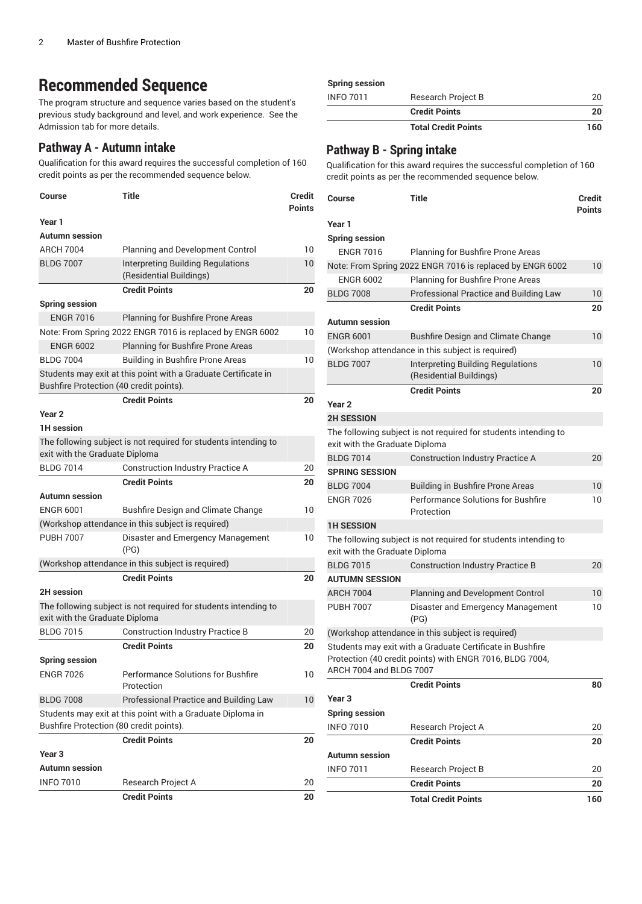# Recommended Sequence

The program structure and sequence varies based on the student's previous study background and level, and work experience. See the Admission tab for more details.

## Pathway A - Autumn intake

Qualification for this award requires the successful completion of 160 credit points as per the recommended sequence below.

| Course | Title | Credit Points |
|---|---|---|
| **Year 1** | | |
| **Autumn session** | | |
| ARCH 7004 | Planning and Development Control | 10 |
| BLDG 7007 | Interpreting Building Regulations (Residential Buildings) | 10 |
| | **Credit Points** | **20** |
| **Spring session** | | |
| ENGR 7016 | Planning for Bushfire Prone Areas | |
| Note: From Spring 2022 ENGR 7016 is replaced by ENGR 6002 | | 10 |
| ENGR 6002 | Planning for Bushfire Prone Areas | |
| BLDG 7004 | Building in Bushfire Prone Areas | 10 |
| Students may exit at this point with a Graduate Certificate in Bushfire Protection (40 credit points). | | |
| | **Credit Points** | **20** |
| **Year 2** | | |
| **1H session** | | |
| The following subject is not required for students intending to exit with the Graduate Diploma | | |
| BLDG 7014 | Construction Industry Practice A | 20 |
| | **Credit Points** | **20** |
| **Autumn session** | | |
| ENGR 6001 | Bushfire Design and Climate Change | 10 |
| (Workshop attendance in this subject is required) | | |
| PUBH 7007 | Disaster and Emergency Management (PG) | 10 |
| (Workshop attendance in this subject is required) | | |
| | **Credit Points** | **20** |
| **2H session** | | |
| The following subject is not required for students intending to exit with the Graduate Diploma | | |
| BLDG 7015 | Construction Industry Practice B | 20 |
| | **Credit Points** | **20** |
| **Spring session** | | |
| ENGR 7026 | Performance Solutions for Bushfire Protection | 10 |
| BLDG 7008 | Professional Practice and Building Law | 10 |
| Students may exit at this point with a Graduate Diploma in Bushfire Protection (80 credit points). | | |
| | **Credit Points** | **20** |
| **Year 3** | | |
| **Autumn session** | | |
| INFO 7010 | Research Project A | 20 |
| | **Credit Points** | **20** |
| **Spring session** | | |
| INFO 7011 | Research Project B | 20 |
| | **Credit Points** | **20** |
| | **Total Credit Points** | **160** |

## Pathway B - Spring intake

Qualification for this award requires the successful completion of 160 credit points as per the recommended sequence below.

| Course | Title | Credit Points |
|---|---|---|
| **Year 1** | | |
| **Spring session** | | |
| ENGR 7016 | Planning for Bushfire Prone Areas | |
| Note: From Spring 2022 ENGR 7016 is replaced by ENGR 6002 | | 10 |
| ENGR 6002 | Planning for Bushfire Prone Areas | |
| BLDG 7008 | Professional Practice and Building Law | 10 |
| | **Credit Points** | **20** |
| **Autumn session** | | |
| ENGR 6001 | Bushfire Design and Climate Change | 10 |
| (Workshop attendance in this subject is required) | | |
| BLDG 7007 | Interpreting Building Regulations (Residential Buildings) | 10 |
| | **Credit Points** | **20** |
| **Year 2** | | |
| **2H SESSION** | | |
| The following subject is not required for students intending to exit with the Graduate Diploma | | |
| BLDG 7014 | Construction Industry Practice A | 20 |
| **SPRING SESSION** | | |
| BLDG 7004 | Building in Bushfire Prone Areas | 10 |
| ENGR 7026 | Performance Solutions for Bushfire Protection | 10 |
| **1H SESSION** | | |
| The following subject is not required for students intending to exit with the Graduate Diploma | | |
| BLDG 7015 | Construction Industry Practice B | 20 |
| **AUTUMN SESSION** | | |
| ARCH 7004 | Planning and Development Control | 10 |
| PUBH 7007 | Disaster and Emergency Management (PG) | 10 |
| (Workshop attendance in this subject is required) | | |
| Students may exit with a Graduate Certificate in Bushfire Protection (40 credit points) with ENGR 7016, BLDG 7004, ARCH 7004 and BLDG 7007 | | |
| | **Credit Points** | **80** |
| **Year 3** | | |
| **Spring session** | | |
| INFO 7010 | Research Project A | 20 |
| | **Credit Points** | **20** |
| **Autumn session** | | |
| INFO 7011 | Research Project B | 20 |
| | **Credit Points** | **20** |
| | **Total Credit Points** | **160** |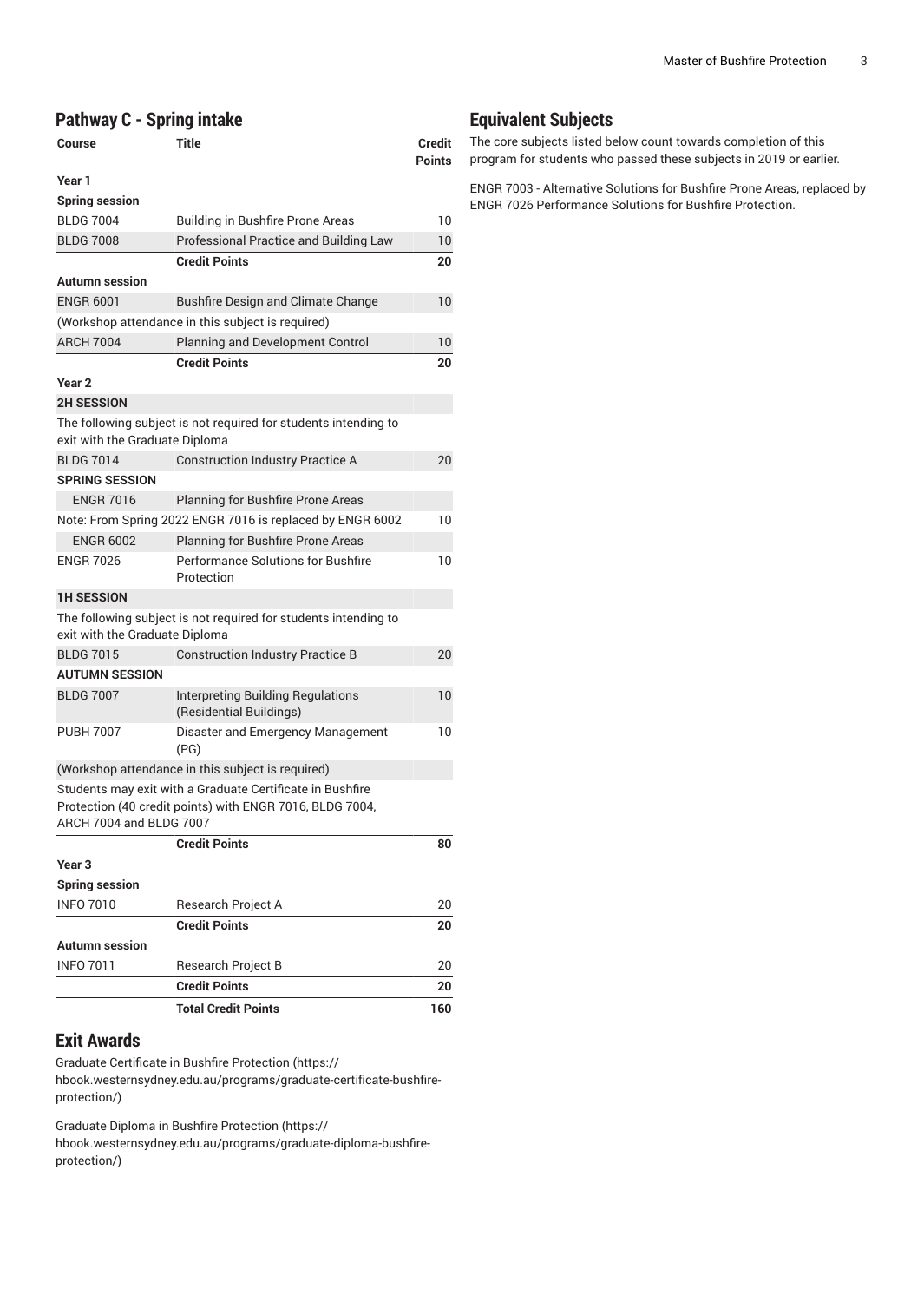## Pathway C - Spring intake

| Course | Title | Credit Points |
|---|---|---|
| **Year 1** | | |
| **Spring session** | | |
| BLDG 7004 | Building in Bushfire Prone Areas | 10 |
| BLDG 7008 | Professional Practice and Building Law | 10 |
| | **Credit Points** | **20** |
| **Autumn session** | | |
| ENGR 6001 | Bushfire Design and Climate Change | 10 |
| (Workshop attendance in this subject is required) | | |
| ARCH 7004 | Planning and Development Control | 10 |
| | **Credit Points** | **20** |
| **Year 2** | | |
| **2H SESSION** | | |
| The following subject is not required for students intending to exit with the Graduate Diploma | | |
| BLDG 7014 | Construction Industry Practice A | 20 |
| **SPRING SESSION** | | |
| ENGR 7016 | Planning for Bushfire Prone Areas | |
| Note: From Spring 2022 ENGR 7016 is replaced by ENGR 6002 | | 10 |
| ENGR 6002 | Planning for Bushfire Prone Areas | |
| ENGR 7026 | Performance Solutions for Bushfire Protection | 10 |
| **1H SESSION** | | |
| The following subject is not required for students intending to exit with the Graduate Diploma | | |
| BLDG 7015 | Construction Industry Practice B | 20 |
| **AUTUMN SESSION** | | |
| BLDG 7007 | Interpreting Building Regulations (Residential Buildings) | 10 |
| PUBH 7007 | Disaster and Emergency Management (PG) | 10 |
| (Workshop attendance in this subject is required) | | |
| Students may exit with a Graduate Certificate in Bushfire Protection (40 credit points) with ENGR 7016, BLDG 7004, ARCH 7004 and BLDG 7007 | | |
| | **Credit Points** | **80** |
| **Year 3** | | |
| **Spring session** | | |
| INFO 7010 | Research Project A | 20 |
| | **Credit Points** | **20** |
| **Autumn session** | | |
| INFO 7011 | Research Project B | 20 |
| | **Credit Points** | **20** |
| | **Total Credit Points** | **160** |

## Exit Awards

Graduate Certificate in Bushfire Protection (https://hbook.westernsydney.edu.au/programs/graduate-certificate-bushfire-protection/)

Graduate Diploma in Bushfire Protection (https://hbook.westernsydney.edu.au/programs/graduate-diploma-bushfire-protection/)

## Equivalent Subjects

The core subjects listed below count towards completion of this program for students who passed these subjects in 2019 or earlier.

ENGR 7003 - Alternative Solutions for Bushfire Prone Areas, replaced by ENGR 7026 Performance Solutions for Bushfire Protection.